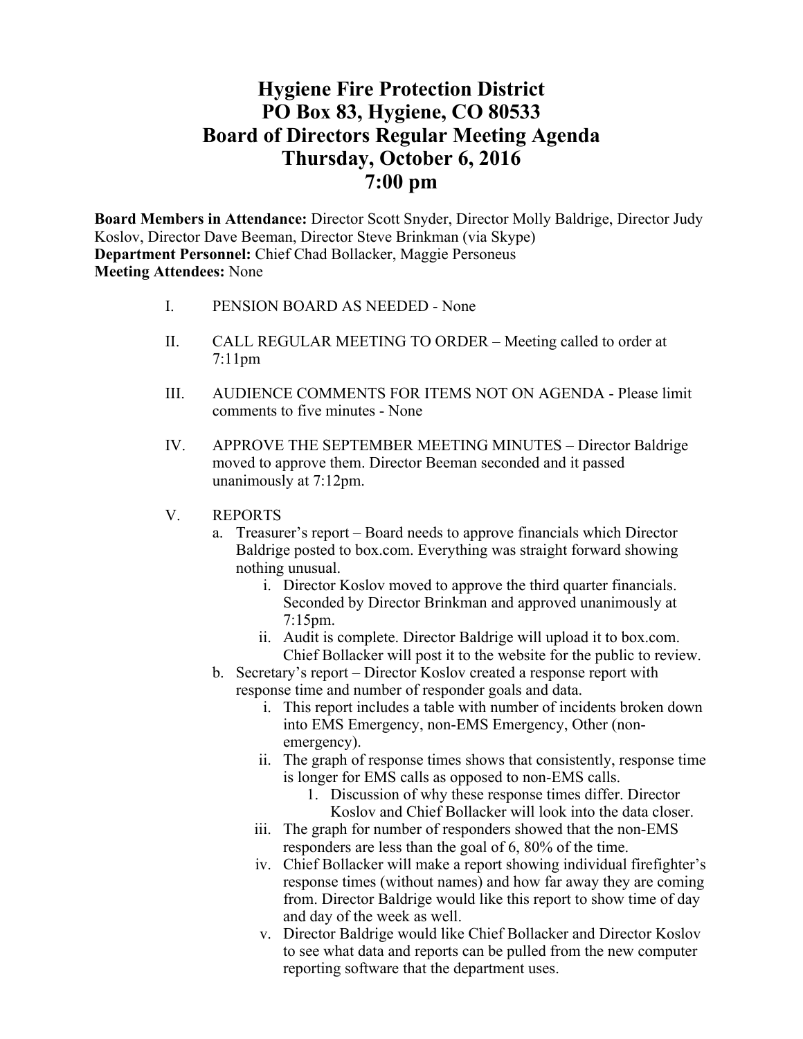# Hygiene Fire Protection District
# PO Box 83, Hygiene, CO 80533
# Board of Directors Regular Meeting Agenda
# Thursday, October 6, 2016
# 7:00 pm

**Board Members in Attendance:** Director Scott Snyder, Director Molly Baldrige, Director Judy Koslov, Director Dave Beeman, Director Steve Brinkman (via Skype)
**Department Personnel:** Chief Chad Bollacker, Maggie Personeus
**Meeting Attendees:** None

I. PENSION BOARD AS NEEDED - None

II. CALL REGULAR MEETING TO ORDER – Meeting called to order at 7:11pm

III. AUDIENCE COMMENTS FOR ITEMS NOT ON AGENDA - Please limit comments to five minutes - None

IV. APPROVE THE SEPTEMBER MEETING MINUTES – Director Baldrige moved to approve them. Director Beeman seconded and it passed unanimously at 7:12pm.

V. REPORTS
   a. Treasurer's report – Board needs to approve financials which Director Baldrige posted to box.com. Everything was straight forward showing nothing unusual.
      i. Director Koslov moved to approve the third quarter financials. Seconded by Director Brinkman and approved unanimously at 7:15pm.
      ii. Audit is complete. Director Baldrige will upload it to box.com. Chief Bollacker will post it to the website for the public to review.
   b. Secretary's report – Director Koslov created a response report with response time and number of responder goals and data.
      i. This report includes a table with number of incidents broken down into EMS Emergency, non-EMS Emergency, Other (non-emergency).
      ii. The graph of response times shows that consistently, response time is longer for EMS calls as opposed to non-EMS calls.
         1. Discussion of why these response times differ. Director Koslov and Chief Bollacker will look into the data closer.
      iii. The graph for number of responders showed that the non-EMS responders are less than the goal of 6, 80% of the time.
      iv. Chief Bollacker will make a report showing individual firefighter's response times (without names) and how far away they are coming from. Director Baldrige would like this report to show time of day and day of the week as well.
      v. Director Baldrige would like Chief Bollacker and Director Koslov to see what data and reports can be pulled from the new computer reporting software that the department uses.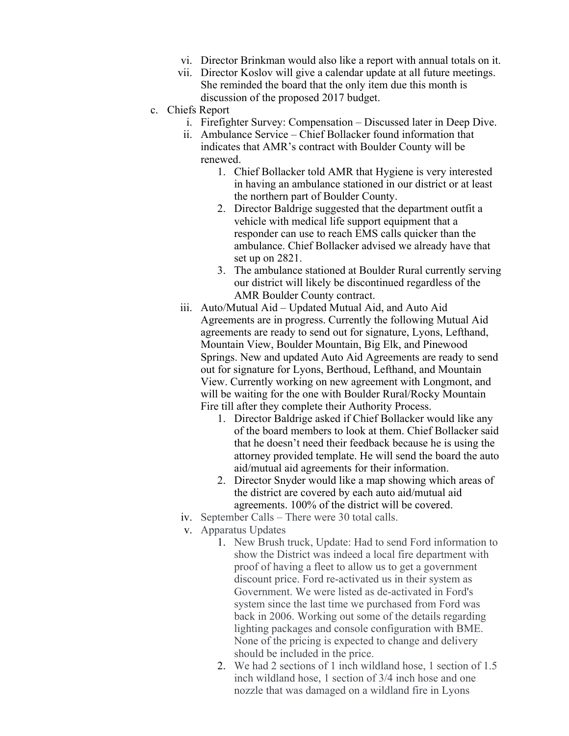vi. Director Brinkman would also like a report with annual totals on it.

vii. Director Koslov will give a calendar update at all future meetings. She reminded the board that the only item due this month is discussion of the proposed 2017 budget.

c. Chiefs Report

   i. Firefighter Survey: Compensation – Discussed later in Deep Dive.

   ii. Ambulance Service – Chief Bollacker found information that indicates that AMR's contract with Boulder County will be renewed.

      1. Chief Bollacker told AMR that Hygiene is very interested in having an ambulance stationed in our district or at least the northern part of Boulder County.
      2. Director Baldrige suggested that the department outfit a vehicle with medical life support equipment that a responder can use to reach EMS calls quicker than the ambulance. Chief Bollacker advised we already have that set up on 2821.
      3. The ambulance stationed at Boulder Rural currently serving our district will likely be discontinued regardless of the AMR Boulder County contract.

   iii. Auto/Mutual Aid – Updated Mutual Aid, and Auto Aid Agreements are in progress. Currently the following Mutual Aid agreements are ready to send out for signature, Lyons, Lefthand, Mountain View, Boulder Mountain, Big Elk, and Pinewood Springs. New and updated Auto Aid Agreements are ready to send out for signature for Lyons, Berthoud, Lefthand, and Mountain View. Currently working on new agreement with Longmont, and will be waiting for the one with Boulder Rural/Rocky Mountain Fire till after they complete their Authority Process.

      1. Director Baldrige asked if Chief Bollacker would like any of the board members to look at them. Chief Bollacker said that he doesn't need their feedback because he is using the attorney provided template. He will send the board the auto aid/mutual aid agreements for their information.
      2. Director Snyder would like a map showing which areas of the district are covered by each auto aid/mutual aid agreements. 100% of the district will be covered.

   iv. September Calls – There were 30 total calls.

   v. Apparatus Updates

      1. New Brush truck, Update: Had to send Ford information to show the District was indeed a local fire department with proof of having a fleet to allow us to get a government discount price. Ford re-activated us in their system as Government. We were listed as de-activated in Ford's system since the last time we purchased from Ford was back in 2006. Working out some of the details regarding lighting packages and console configuration with BME. None of the pricing is expected to change and delivery should be included in the price.
      2. We had 2 sections of 1 inch wildland hose, 1 section of 1.5 inch wildland hose, 1 section of 3/4 inch hose and one nozzle that was damaged on a wildland fire in Lyons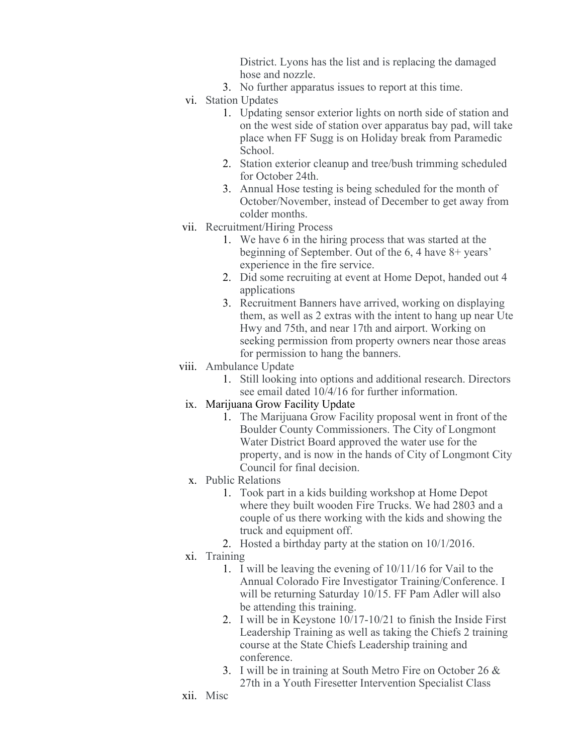District. Lyons has the list and is replacing the damaged hose and nozzle.

3. No further apparatus issues to report at this time.

vi. Station Updates

1. Updating sensor exterior lights on north side of station and on the west side of station over apparatus bay pad, will take place when FF Sugg is on Holiday break from Paramedic School.
2. Station exterior cleanup and tree/bush trimming scheduled for October 24th.
3. Annual Hose testing is being scheduled for the month of October/November, instead of December to get away from colder months.

vii. Recruitment/Hiring Process

1. We have 6 in the hiring process that was started at the beginning of September. Out of the 6, 4 have 8+ years' experience in the fire service.
2. Did some recruiting at event at Home Depot, handed out 4 applications
3. Recruitment Banners have arrived, working on displaying them, as well as 2 extras with the intent to hang up near Ute Hwy and 75th, and near 17th and airport. Working on seeking permission from property owners near those areas for permission to hang the banners.

viii. Ambulance Update

1. Still looking into options and additional research. Directors see email dated 10/4/16 for further information.

ix. Marijuana Grow Facility Update

1. The Marijuana Grow Facility proposal went in front of the Boulder County Commissioners. The City of Longmont Water District Board approved the water use for the property, and is now in the hands of City of Longmont City Council for final decision.

x. Public Relations

1. Took part in a kids building workshop at Home Depot where they built wooden Fire Trucks. We had 2803 and a couple of us there working with the kids and showing the truck and equipment off.
2. Hosted a birthday party at the station on 10/1/2016.

xi. Training

1. I will be leaving the evening of 10/11/16 for Vail to the Annual Colorado Fire Investigator Training/Conference. I will be returning Saturday 10/15. FF Pam Adler will also be attending this training.
2. I will be in Keystone 10/17-10/21 to finish the Inside First Leadership Training as well as taking the Chiefs 2 training course at the State Chiefs Leadership training and conference.
3. I will be in training at South Metro Fire on October 26 & 27th in a Youth Firesetter Intervention Specialist Class

xii. Misc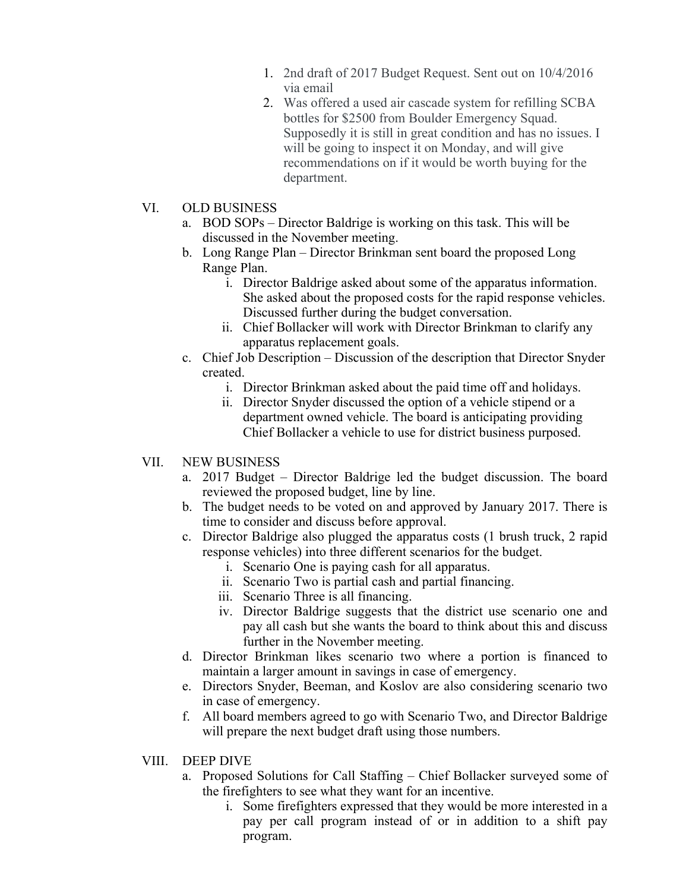1. 2nd draft of 2017 Budget Request. Sent out on 10/4/2016 via email
2. Was offered a used air cascade system for refilling SCBA bottles for $2500 from Boulder Emergency Squad. Supposedly it is still in great condition and has no issues. I will be going to inspect it on Monday, and will give recommendations on if it would be worth buying for the department.

VI. OLD BUSINESS

a. BOD SOPs – Director Baldrige is working on this task. This will be discussed in the November meeting.

b. Long Range Plan – Director Brinkman sent board the proposed Long Range Plan.

   i. Director Baldrige asked about some of the apparatus information. She asked about the proposed costs for the rapid response vehicles. Discussed further during the budget conversation.

   ii. Chief Bollacker will work with Director Brinkman to clarify any apparatus replacement goals.

c. Chief Job Description – Discussion of the description that Director Snyder created.

   i. Director Brinkman asked about the paid time off and holidays.

   ii. Director Snyder discussed the option of a vehicle stipend or a department owned vehicle. The board is anticipating providing Chief Bollacker a vehicle to use for district business purposed.

VII. NEW BUSINESS

a. 2017 Budget – Director Baldrige led the budget discussion. The board reviewed the proposed budget, line by line.

b. The budget needs to be voted on and approved by January 2017. There is time to consider and discuss before approval.

c. Director Baldrige also plugged the apparatus costs (1 brush truck, 2 rapid response vehicles) into three different scenarios for the budget.

   i. Scenario One is paying cash for all apparatus.

   ii. Scenario Two is partial cash and partial financing.

   iii. Scenario Three is all financing.

   iv. Director Baldrige suggests that the district use scenario one and pay all cash but she wants the board to think about this and discuss further in the November meeting.

d. Director Brinkman likes scenario two where a portion is financed to maintain a larger amount in savings in case of emergency.

e. Directors Snyder, Beeman, and Koslov are also considering scenario two in case of emergency.

f. All board members agreed to go with Scenario Two, and Director Baldrige will prepare the next budget draft using those numbers.

VIII. DEEP DIVE

a. Proposed Solutions for Call Staffing – Chief Bollacker surveyed some of the firefighters to see what they want for an incentive.

   i. Some firefighters expressed that they would be more interested in a pay per call program instead of or in addition to a shift pay program.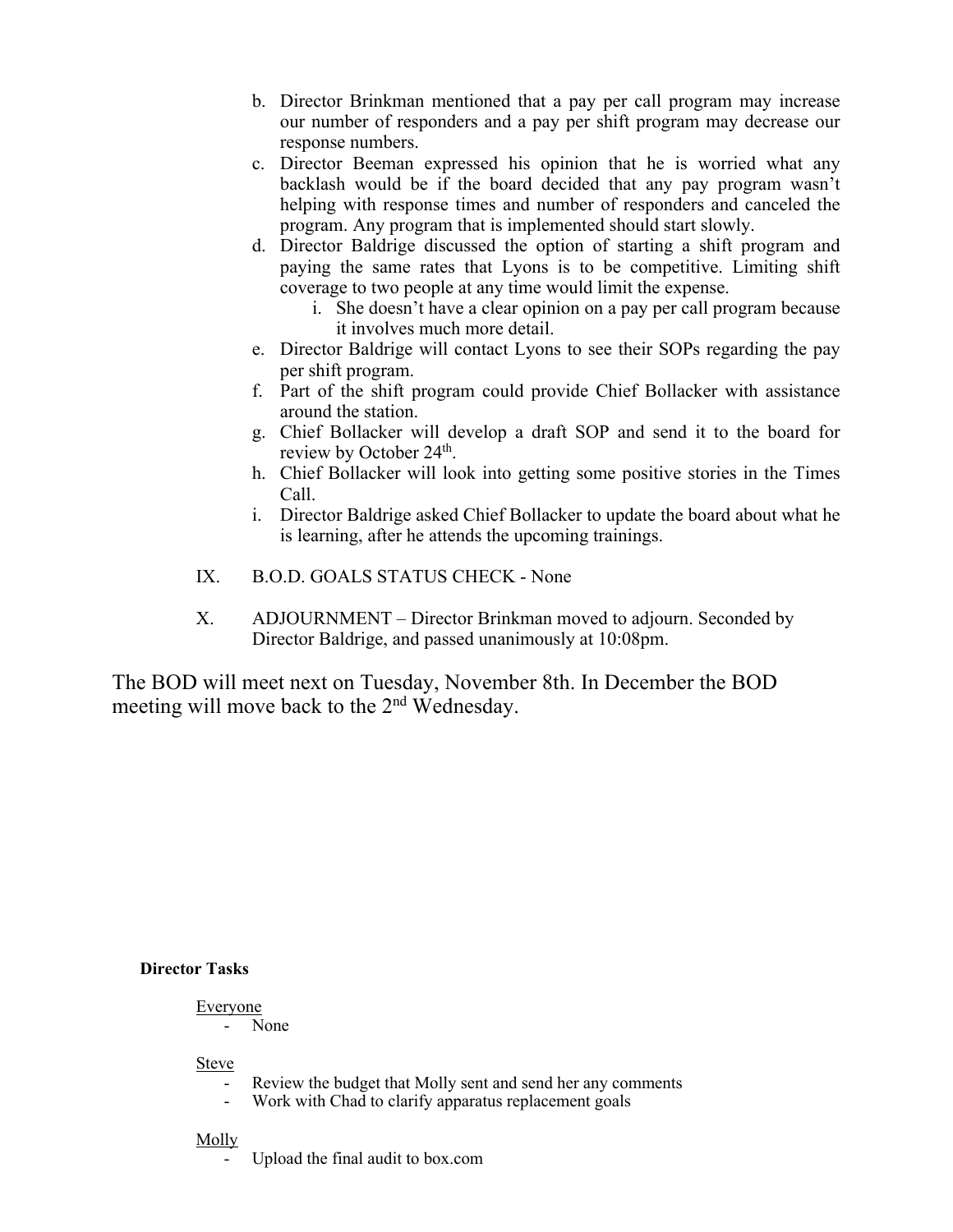b. Director Brinkman mentioned that a pay per call program may increase our number of responders and a pay per shift program may decrease our response numbers.
c. Director Beeman expressed his opinion that he is worried what any backlash would be if the board decided that any pay program wasn't helping with response times and number of responders and canceled the program. Any program that is implemented should start slowly.
d. Director Baldrige discussed the option of starting a shift program and paying the same rates that Lyons is to be competitive. Limiting shift coverage to two people at any time would limit the expense.
    i. She doesn't have a clear opinion on a pay per call program because it involves much more detail.
e. Director Baldrige will contact Lyons to see their SOPs regarding the pay per shift program.
f. Part of the shift program could provide Chief Bollacker with assistance around the station.
g. Chief Bollacker will develop a draft SOP and send it to the board for review by October 24th.
h. Chief Bollacker will look into getting some positive stories in the Times Call.
i. Director Baldrige asked Chief Bollacker to update the board about what he is learning, after he attends the upcoming trainings.

IX. B.O.D. GOALS STATUS CHECK - None

X. ADJOURNMENT – Director Brinkman moved to adjourn. Seconded by Director Baldrige, and passed unanimously at 10:08pm.

The BOD will meet next on Tuesday, November 8th. In December the BOD meeting will move back to the 2nd Wednesday.

**Director Tasks**

Everyone
- None

Steve
- Review the budget that Molly sent and send her any comments
- Work with Chad to clarify apparatus replacement goals

Molly
- Upload the final audit to box.com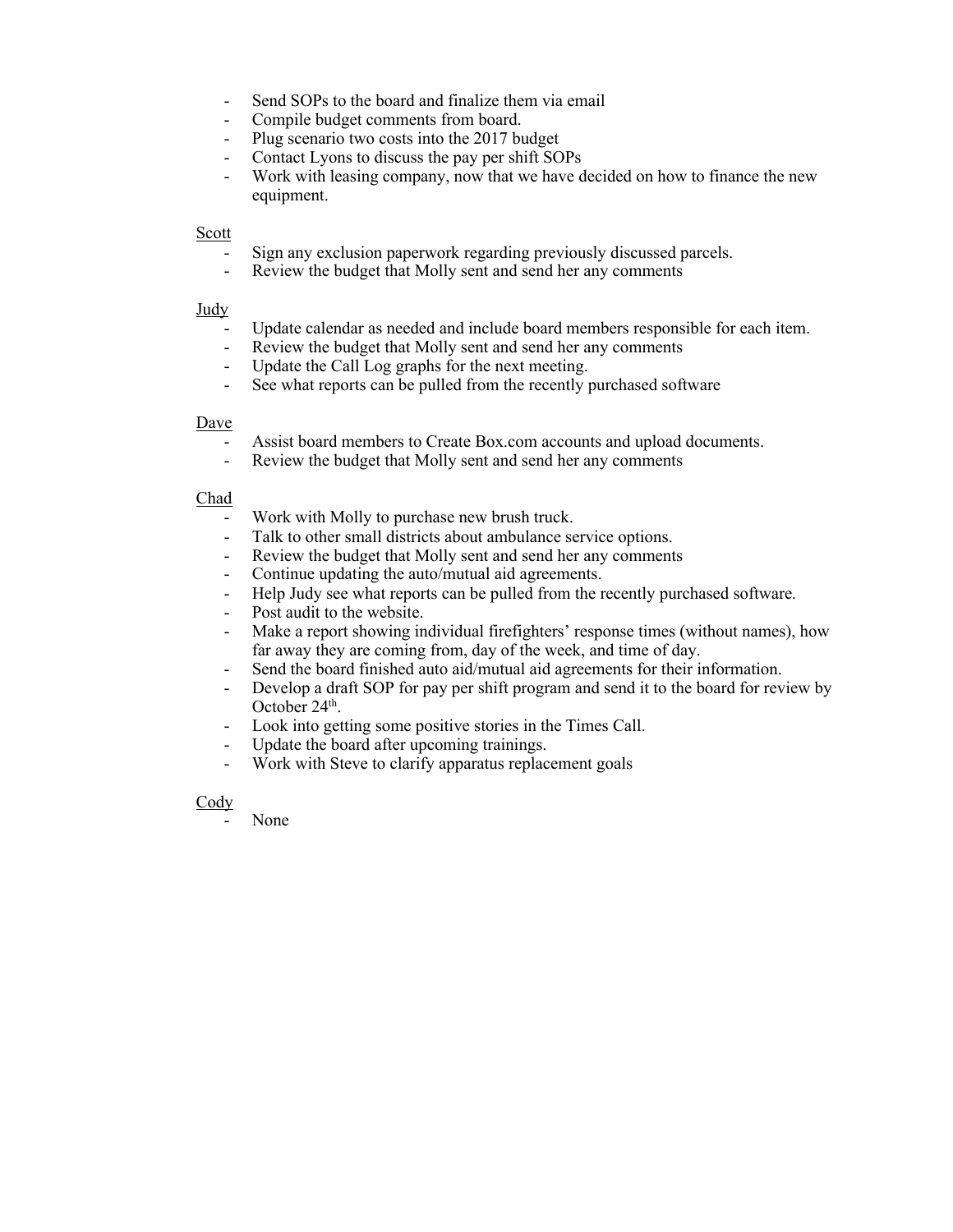- Send SOPs to the board and finalize them via email
- Compile budget comments from board.
- Plug scenario two costs into the 2017 budget
- Contact Lyons to discuss the pay per shift SOPs
- Work with leasing company, now that we have decided on how to finance the new equipment.

<u>Scott</u>

- Sign any exclusion paperwork regarding previously discussed parcels.
- Review the budget that Molly sent and send her any comments

<u>Judy</u>

- Update calendar as needed and include board members responsible for each item.
- Review the budget that Molly sent and send her any comments
- Update the Call Log graphs for the next meeting.
- See what reports can be pulled from the recently purchased software

<u>Dave</u>

- Assist board members to Create Box.com accounts and upload documents.
- Review the budget that Molly sent and send her any comments

<u>Chad</u>

- Work with Molly to purchase new brush truck.
- Talk to other small districts about ambulance service options.
- Review the budget that Molly sent and send her any comments
- Continue updating the auto/mutual aid agreements.
- Help Judy see what reports can be pulled from the recently purchased software.
- Post audit to the website.
- Make a report showing individual firefighters' response times (without names), how far away they are coming from, day of the week, and time of day.
- Send the board finished auto aid/mutual aid agreements for their information.
- Develop a draft SOP for pay per shift program and send it to the board for review by October 24th.
- Look into getting some positive stories in the Times Call.
- Update the board after upcoming trainings.
- Work with Steve to clarify apparatus replacement goals

<u>Cody</u>

- None